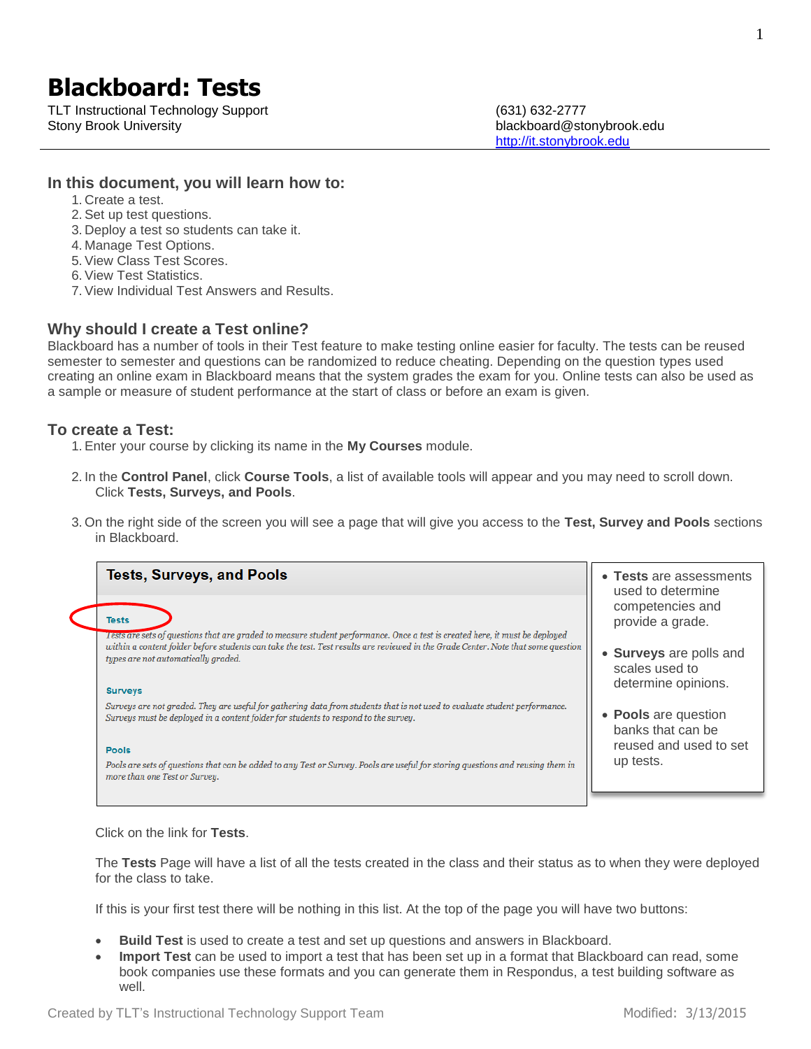# Blackboard: Tests

TLT Instructional Technology Support
Stony Brook University

(631) 632-2777
blackboard@stonybrook.edu
http://it.stonybrook.edu

## In this document, you will learn how to:

1. Create a test.
2. Set up test questions.
3. Deploy a test so students can take it.
4. Manage Test Options.
5. View Class Test Scores.
6. View Test Statistics.
7. View Individual Test Answers and Results.

## Why should I create a Test online?

Blackboard has a number of tools in their Test feature to make testing online easier for faculty. The tests can be reused semester to semester and questions can be randomized to reduce cheating. Depending on the question types used creating an online exam in Blackboard means that the system grades the exam for you. Online tests can also be used as a sample or measure of student performance at the start of class or before an exam is given.

## To create a Test:

1. Enter your course by clicking its name in the **My Courses** module.

2. In the **Control Panel**, click **Course Tools**, a list of available tools will appear and you may need to scroll down. Click **Tests, Surveys, and Pools**.

3. On the right side of the screen you will see a page that will give you access to the **Test, Survey and Pools** sections in Blackboard.

**Tests, Surveys, and Pools**

**Tests**

*Tests are sets of questions that are graded to measure student performance. Once a test is created here, it must be deployed within a content folder before students can take the test. Test results are reviewed in the Grade Center. Note that some question types are not automatically graded.*

**Surveys**

*Surveys are not graded. They are useful for gathering data from students that is not used to evaluate student performance. Surveys must be deployed in a content folder for students to respond to the survey.*

**Pools**

*Pools are sets of questions that can be added to any Test or Survey. Pools are useful for storing questions and reusing them in more than one Test or Survey.*

- **Tests** are assessments used to determine competencies and provide a grade.
- **Surveys** are polls and scales used to determine opinions.
- **Pools** are question banks that can be reused and used to set up tests.

Click on the link for **Tests**.

The **Tests** Page will have a list of all the tests created in the class and their status as to when they were deployed for the class to take.

If this is your first test there will be nothing in this list. At the top of the page you will have two buttons:

- **Build Test** is used to create a test and set up questions and answers in Blackboard.
- **Import Test** can be used to import a test that has been set up in a format that Blackboard can read, some book companies use these formats and you can generate them in Respondus, a test building software as well.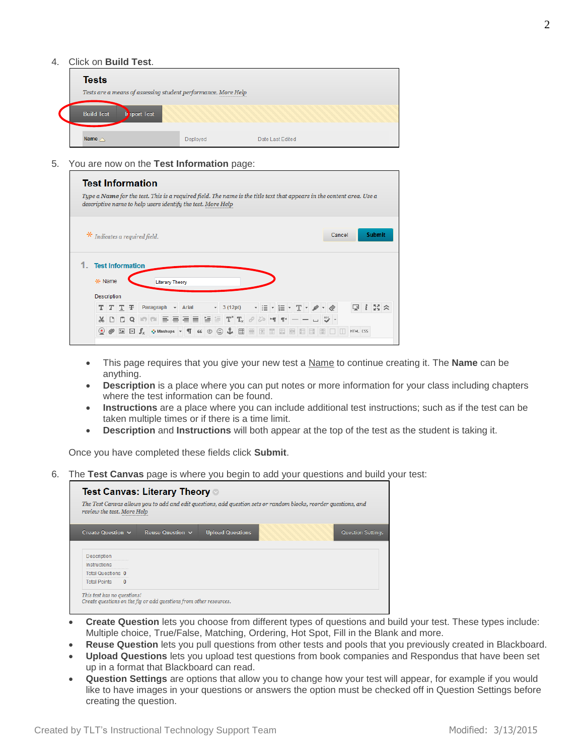4. Click on **Build Test**.

5. You are now on the **Test Information** page:

   - This page requires that you give your new test a Name to continue creating it. The **Name** can be anything.
   - **Description** is a place where you can put notes or more information for your class including chapters where the test information can be found.
   - **Instructions** are a place where you can include additional test instructions; such as if the test can be taken multiple times or if there is a time limit.
   - **Description** and **Instructions** will both appear at the top of the test as the student is taking it.

   Once you have completed these fields click **Submit**.

6. The **Test Canvas** page is where you begin to add your questions and build your test:

- **Create Question** lets you choose from different types of questions and build your test. These types include: Multiple choice, True/False, Matching, Ordering, Hot Spot, Fill in the Blank and more.
- **Reuse Question** lets you pull questions from other tests and pools that you previously created in Blackboard.
- **Upload Questions** lets you upload test questions from book companies and Respondus that have been set up in a format that Blackboard can read.
- **Question Settings** are options that allow you to change how your test will appear, for example if you would like to have images in your questions or answers the option must be checked off in Question Settings before creating the question.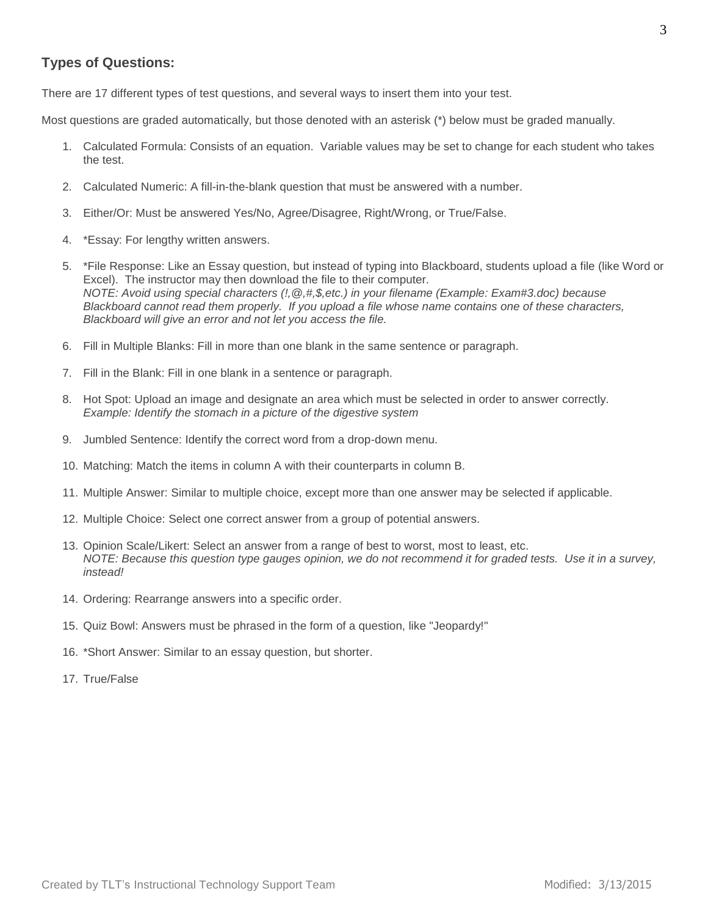## Types of Questions:

There are 17 different types of test questions, and several ways to insert them into your test.

Most questions are graded automatically, but those denoted with an asterisk (*) below must be graded manually.

1. Calculated Formula: Consists of an equation. Variable values may be set to change for each student who takes the test.
2. Calculated Numeric: A fill-in-the-blank question that must be answered with a number.
3. Either/Or: Must be answered Yes/No, Agree/Disagree, Right/Wrong, or True/False.
4. *Essay: For lengthy written answers.
5. *File Response: Like an Essay question, but instead of typing into Blackboard, students upload a file (like Word or Excel). The instructor may then download the file to their computer.
   *NOTE: Avoid using special characters (!,@,#,$,etc.) in your filename (Example: Exam#3.doc) because Blackboard cannot read them properly. If you upload a file whose name contains one of these characters, Blackboard will give an error and not let you access the file.*
6. Fill in Multiple Blanks: Fill in more than one blank in the same sentence or paragraph.
7. Fill in the Blank: Fill in one blank in a sentence or paragraph.
8. Hot Spot: Upload an image and designate an area which must be selected in order to answer correctly.
   *Example: Identify the stomach in a picture of the digestive system*
9. Jumbled Sentence: Identify the correct word from a drop-down menu.
10. Matching: Match the items in column A with their counterparts in column B.
11. Multiple Answer: Similar to multiple choice, except more than one answer may be selected if applicable.
12. Multiple Choice: Select one correct answer from a group of potential answers.
13. Opinion Scale/Likert: Select an answer from a range of best to worst, most to least, etc.
    *NOTE: Because this question type gauges opinion, we do not recommend it for graded tests. Use it in a survey, instead!*
14. Ordering: Rearrange answers into a specific order.
15. Quiz Bowl: Answers must be phrased in the form of a question, like "Jeopardy!"
16. *Short Answer: Similar to an essay question, but shorter.
17. True/False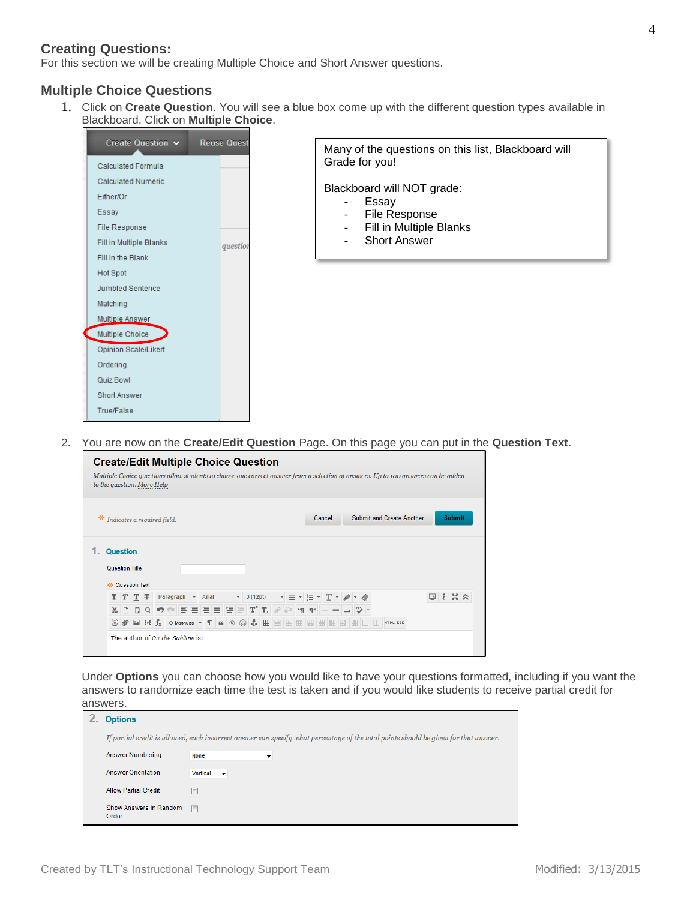## Creating Questions:

For this section we will be creating Multiple Choice and Short Answer questions.

### Multiple Choice Questions

1. Click on **Create Question**. You will see a blue box come up with the different question types available in Blackboard. Click on **Multiple Choice**.

Many of the questions on this list, Blackboard will Grade for you!

Blackboard will NOT grade:

- Essay
- File Response
- Fill in Multiple Blanks
- Short Answer

2. You are now on the **Create/Edit Question** Page. On this page you can put in the **Question Text**.

Under **Options** you can choose how you would like to have your questions formatted, including if you want the answers to randomize each time the test is taken and if you would like students to receive partial credit for answers.

Created by TLT's Instructional Technology Support Team                    Modified: 3/13/2015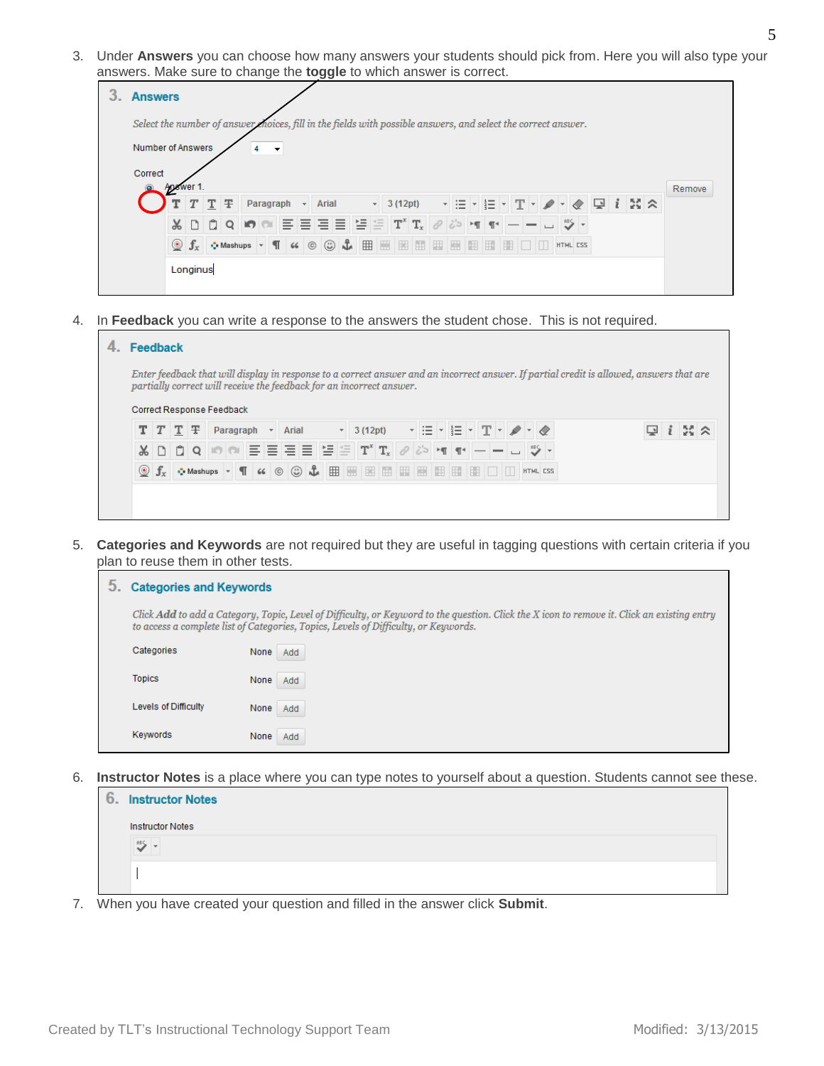3. Under **Answers** you can choose how many answers your students should pick from. Here you will also type your answers. Make sure to change the **toggle** to which answer is correct.

4. In **Feedback** you can write a response to the answers the student chose. This is not required.

5. **Categories and Keywords** are not required but they are useful in tagging questions with certain criteria if you plan to reuse them in other tests.

6. **Instructor Notes** is a place where you can type notes to yourself about a question. Students cannot see these.

7. When you have created your question and filled in the answer click **Submit**.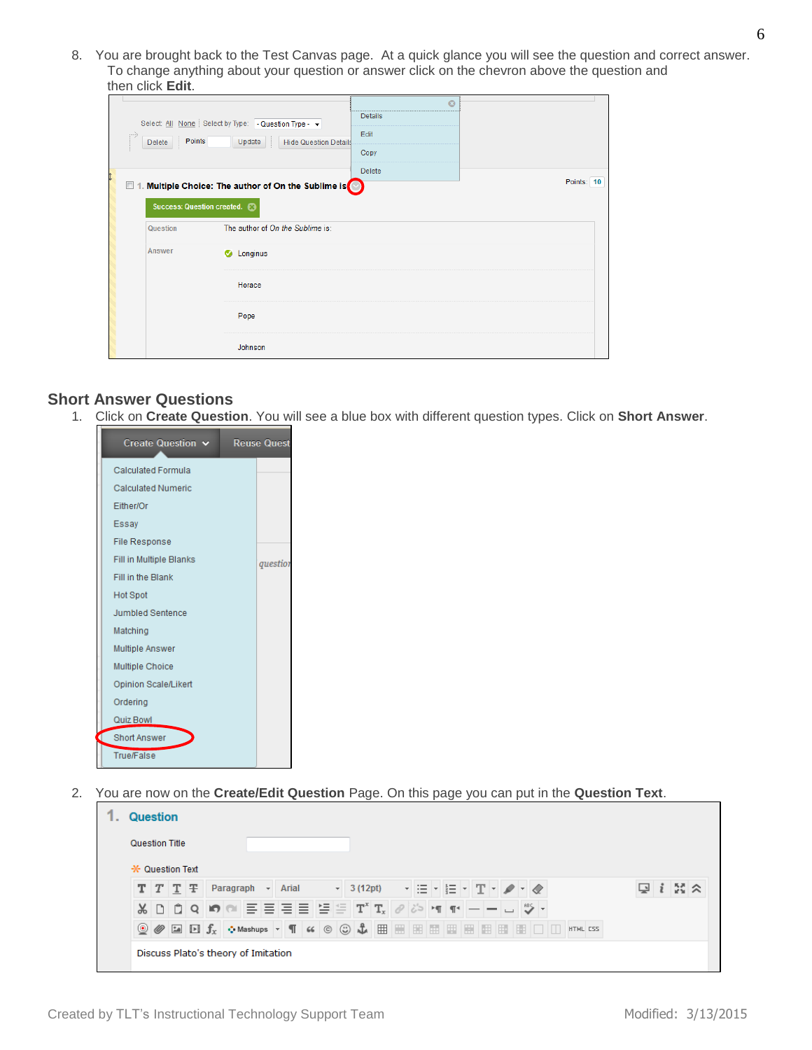8. You are brought back to the Test Canvas page. At a quick glance you will see the question and correct answer. To change anything about your question or answer click on the chevron above the question and then click **Edit**.

## Short Answer Questions

1. Click on **Create Question**. You will see a blue box with different question types. Click on **Short Answer**.

2. You are now on the **Create/Edit Question** Page. On this page you can put in the **Question Text**.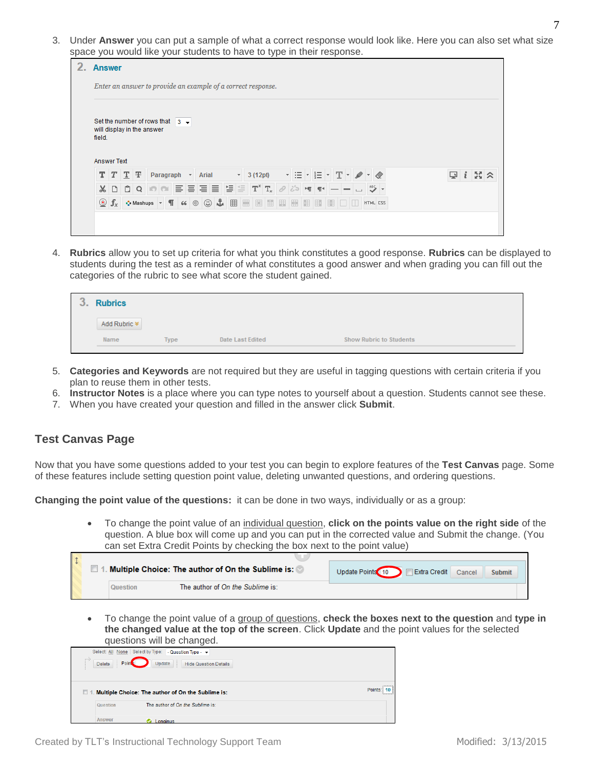3. Under **Answer** you can put a sample of what a correct response would look like. Here you can also set what size space you would like your students to have to type in their response.

4. **Rubrics** allow you to set up criteria for what you think constitutes a good response. **Rubrics** can be displayed to students during the test as a reminder of what constitutes a good answer and when grading you can fill out the categories of the rubric to see what score the student gained.

5. **Categories and Keywords** are not required but they are useful in tagging questions with certain criteria if you plan to reuse them in other tests.
6. **Instructor Notes** is a place where you can type notes to yourself about a question. Students cannot see these.
7. When you have created your question and filled in the answer click **Submit**.

## Test Canvas Page

Now that you have some questions added to your test you can begin to explore features of the **Test Canvas** page. Some of these features include setting question point value, deleting unwanted questions, and ordering questions.

**Changing the point value of the questions:** it can be done in two ways, individually or as a group:

- To change the point value of an individual question, **click on the points value on the right side** of the question. A blue box will come up and you can put in the corrected value and Submit the change. (You can set Extra Credit Points by checking the box next to the point value)

- To change the point value of a group of questions, **check the boxes next to the question** and **type in the changed value at the top of the screen**. Click **Update** and the point values for the selected questions will be changed.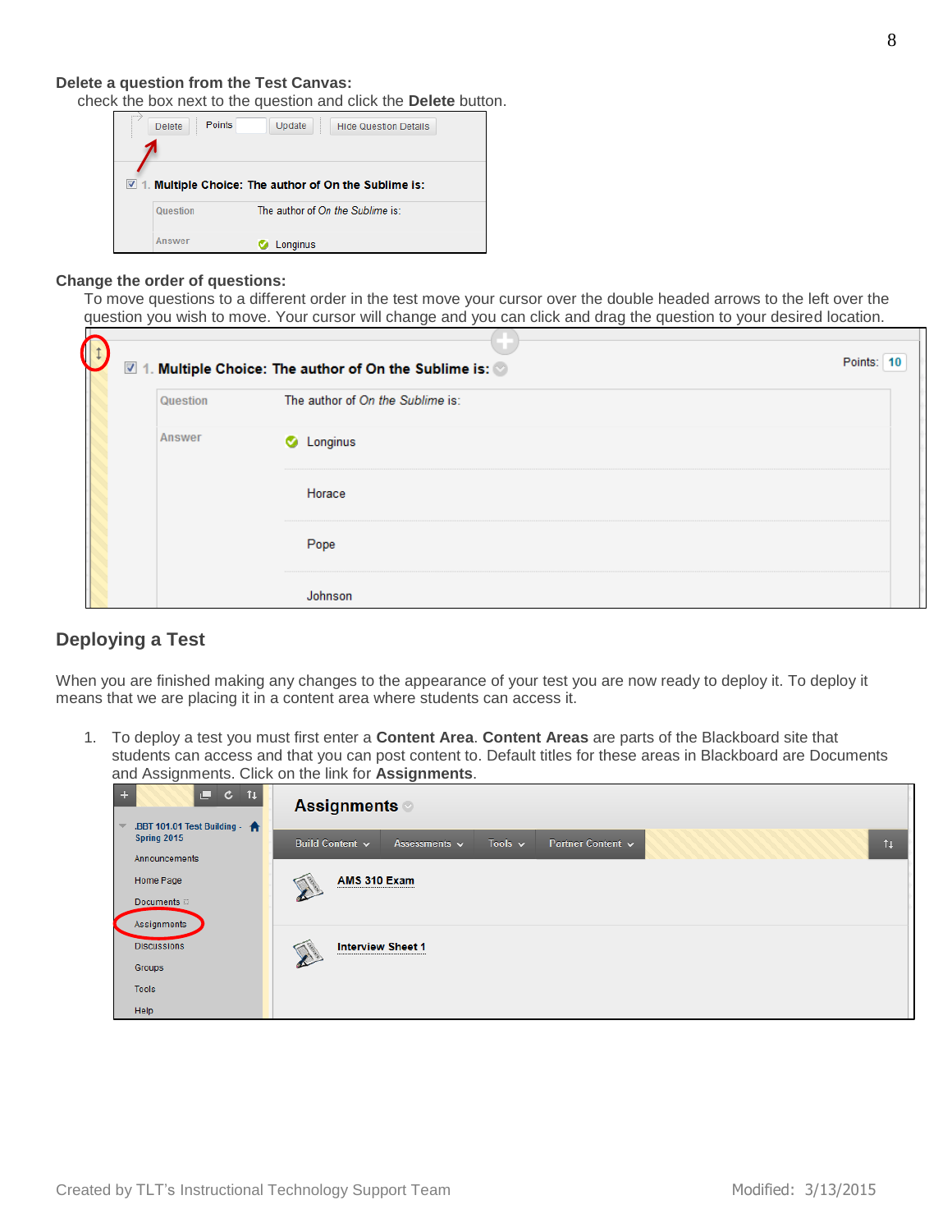**Delete a question from the Test Canvas:**

check the box next to the question and click the **Delete** button.

**Change the order of questions:**

To move questions to a different order in the test move your cursor over the double headed arrows to the left over the question you wish to move. Your cursor will change and you can click and drag the question to your desired location.

## Deploying a Test

When you are finished making any changes to the appearance of your test you are now ready to deploy it. To deploy it means that we are placing it in a content area where students can access it.

1. To deploy a test you must first enter a **Content Area**. **Content Areas** are parts of the Blackboard site that students can access and that you can post content to. Default titles for these areas in Blackboard are Documents and Assignments. Click on the link for **Assignments**.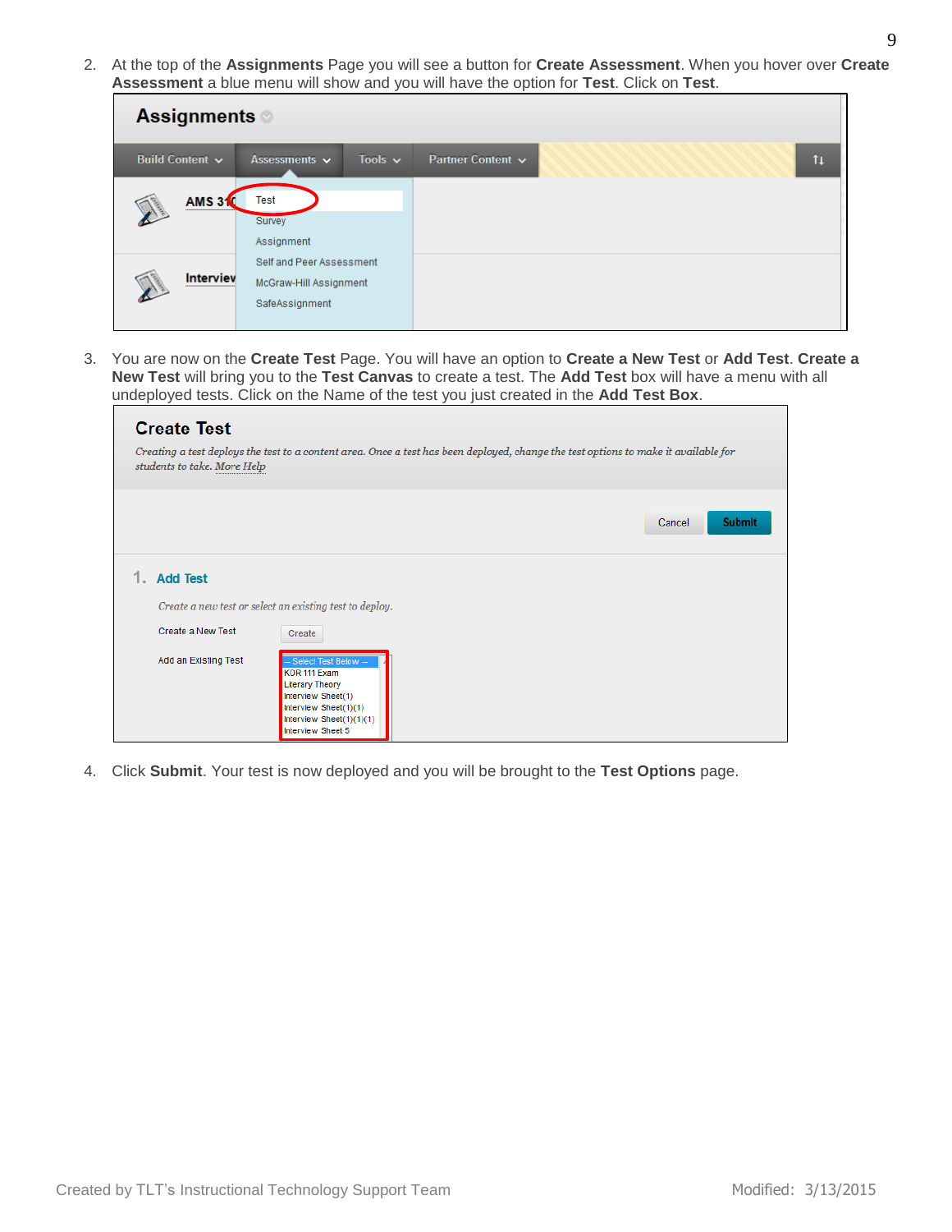2. At the top of the **Assignments** Page you will see a button for **Create Assessment**. When you hover over **Create Assessment** a blue menu will show and you will have the option for **Test**. Click on **Test**.

3. You are now on the **Create Test** Page. You will have an option to **Create a New Test** or **Add Test**. **Create a New Test** will bring you to the **Test Canvas** to create a test. The **Add Test** box will have a menu with all undeployed tests. Click on the Name of the test you just created in the **Add Test Box**.

4. Click **Submit**. Your test is now deployed and you will be brought to the **Test Options** page.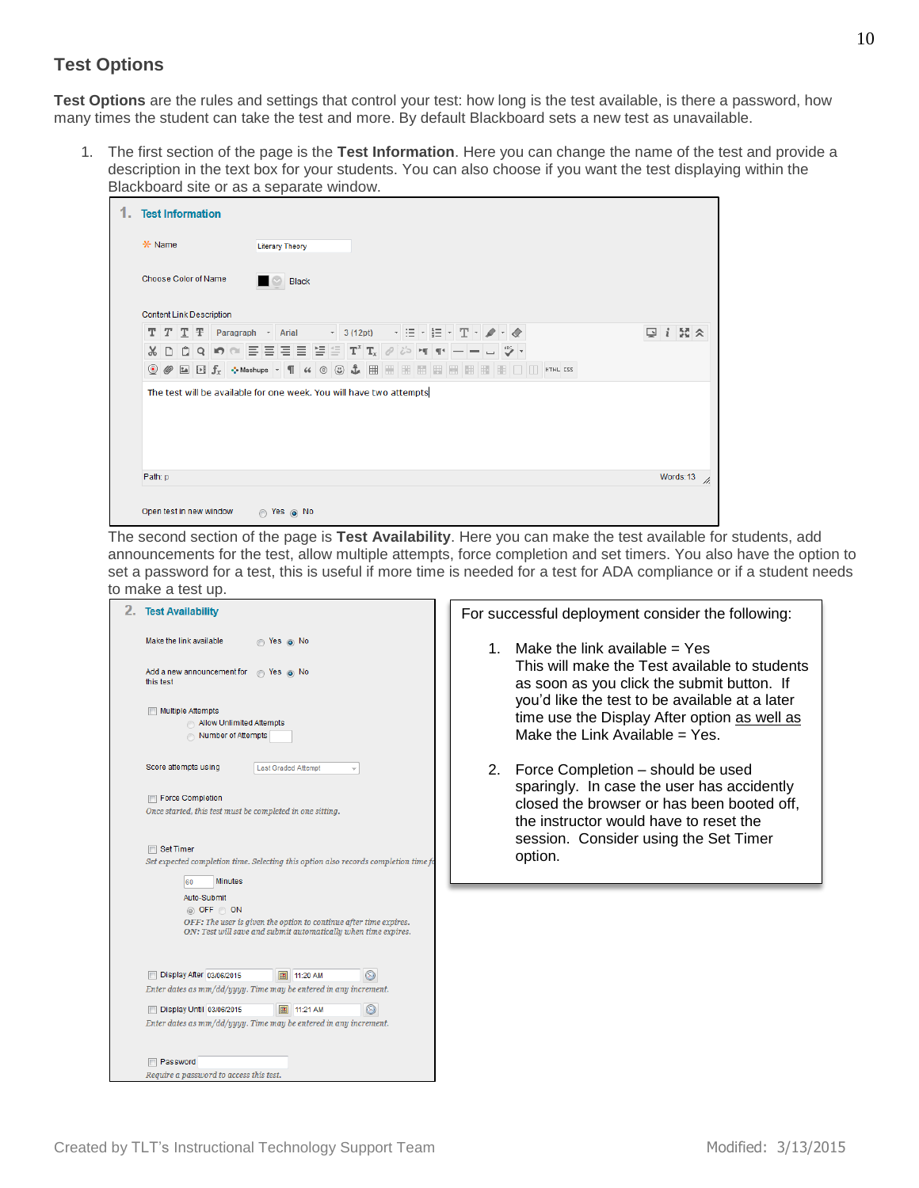## Test Options

**Test Options** are the rules and settings that control your test: how long is the test available, is there a password, how many times the student can take the test and more. By default Blackboard sets a new test as unavailable.

1. The first section of the page is the **Test Information**. Here you can change the name of the test and provide a description in the text box for your students. You can also choose if you want the test displaying within the Blackboard site or as a separate window.

   **1. Test Information**

   \* Name: Literary Theory

   Choose Color of Name: Black

   Content Link Description

   The test will be available for one week. You will have two attempts

   Path: p — Words: 13

   Open test in new window ○ Yes ◉ No

   The second section of the page is **Test Availability**. Here you can make the test available for students, add announcements for the test, allow multiple attempts, force completion and set timers. You also have the option to set a password for a test, this is useful if more time is needed for a test for ADA compliance or if a student needs to make a test up.

   **2. Test Availability**

   Make the link available ○ Yes ◉ No

   Add a new announcement for this test ○ Yes ◉ No

   ☐ Multiple Attempts
   - ○ Allow Unlimited Attempts
   - ○ Number of Attempts

   Score attempts using: Last Graded Attempt

   ☐ Force Completion
   *Once started, this test must be completed in one sitting.*

   ☐ Set Timer
   *Set expected completion time. Selecting this option also records completion time f*

   60 Minutes

   Auto-Submit
   ◉ OFF ○ ON
   *OFF: The user is given the option to continue after time expires.*
   *ON: Test will save and submit automatically when time expires.*

   ☐ Display After 03/06/2015 11:20 AM
   *Enter dates as mm/dd/yyyy. Time may be entered in any increment.*

   ☐ Display Until 03/06/2015 11:21 AM
   *Enter dates as mm/dd/yyyy. Time may be entered in any increment.*

   ☐ Password
   *Require a password to access this test.*

   For successful deployment consider the following:

   1. Make the link available = Yes
      This will make the Test available to students as soon as you click the submit button. If you'd like the test to be available at a later time use the Display After option as well as Make the Link Available = Yes.

   2. Force Completion – should be used sparingly. In case the user has accidently closed the browser or has been booted off, the instructor would have to reset the session. Consider using the Set Timer option.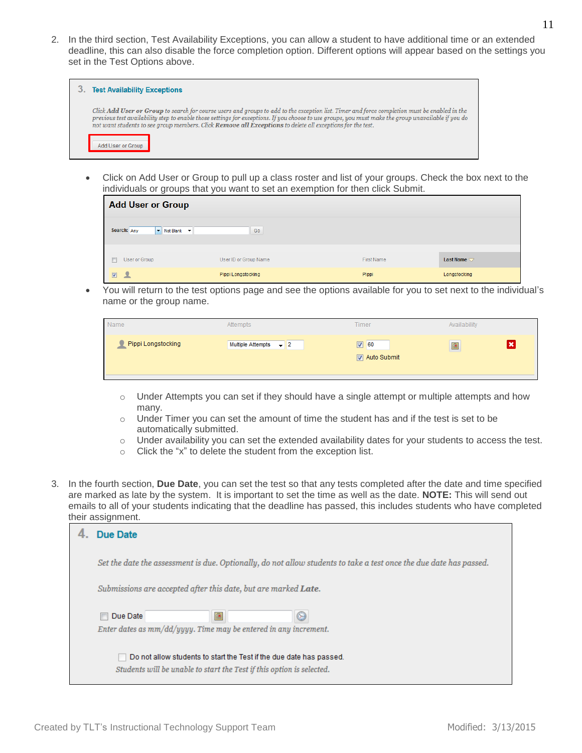2. In the third section, Test Availability Exceptions, you can allow a student to have additional time or an extended deadline, this can also disable the force completion option. Different options will appear based on the settings you set in the Test Options above.

**3. Test Availability Exceptions**

*Click **Add User or Group** to search for course users and groups to add to the exception list. Timer and force completion must be enabled in the previous test availability step to enable those settings for exceptions. If you choose to use groups, you must make the group unavailable if you do not want students to see group members. Click **Remove all Exceptions** to delete all exceptions for the test.*

Add User or Group

- Click on Add User or Group to pull up a class roster and list of your groups. Check the box next to the individuals or groups that you want to set an exemption for then click Submit.

**Add User or Group**

Search: Any | Not Blank | Go

| User or Group | User ID or Group Name | First Name | Last Name |
|---|---|---|---|
| ☑ | Pippi Longstocking | Pippi | Longstocking |

- You will return to the test options page and see the options available for you to set next to the individual's name or the group name.

| Name | Attempts | Timer | Availability |
|---|---|---|---|
| Pippi Longstocking | Multiple Attempts 2 | ☑ 60 ☑ Auto Submit | |

  - Under Attempts you can set if they should have a single attempt or multiple attempts and how many.
  - Under Timer you can set the amount of time the student has and if the test is set to be automatically submitted.
  - Under availability you can set the extended availability dates for your students to access the test.
  - Click the "x" to delete the student from the exception list.

3. In the fourth section, **Due Date**, you can set the test so that any tests completed after the date and time specified are marked as late by the system. It is important to set the time as well as the date. **NOTE:** This will send out emails to all of your students indicating that the deadline has passed, this includes students who have completed their assignment.

**4. Due Date**

*Set the date the assessment is due. Optionally, do not allow students to take a test once the due date has passed.*

*Submissions are accepted after this date, but are marked **Late**.*

☐ Due Date

*Enter dates as mm/dd/yyyy. Time may be entered in any increment.*

☐ Do not allow students to start the Test if the due date has passed.

*Students will be unable to start the Test if this option is selected.*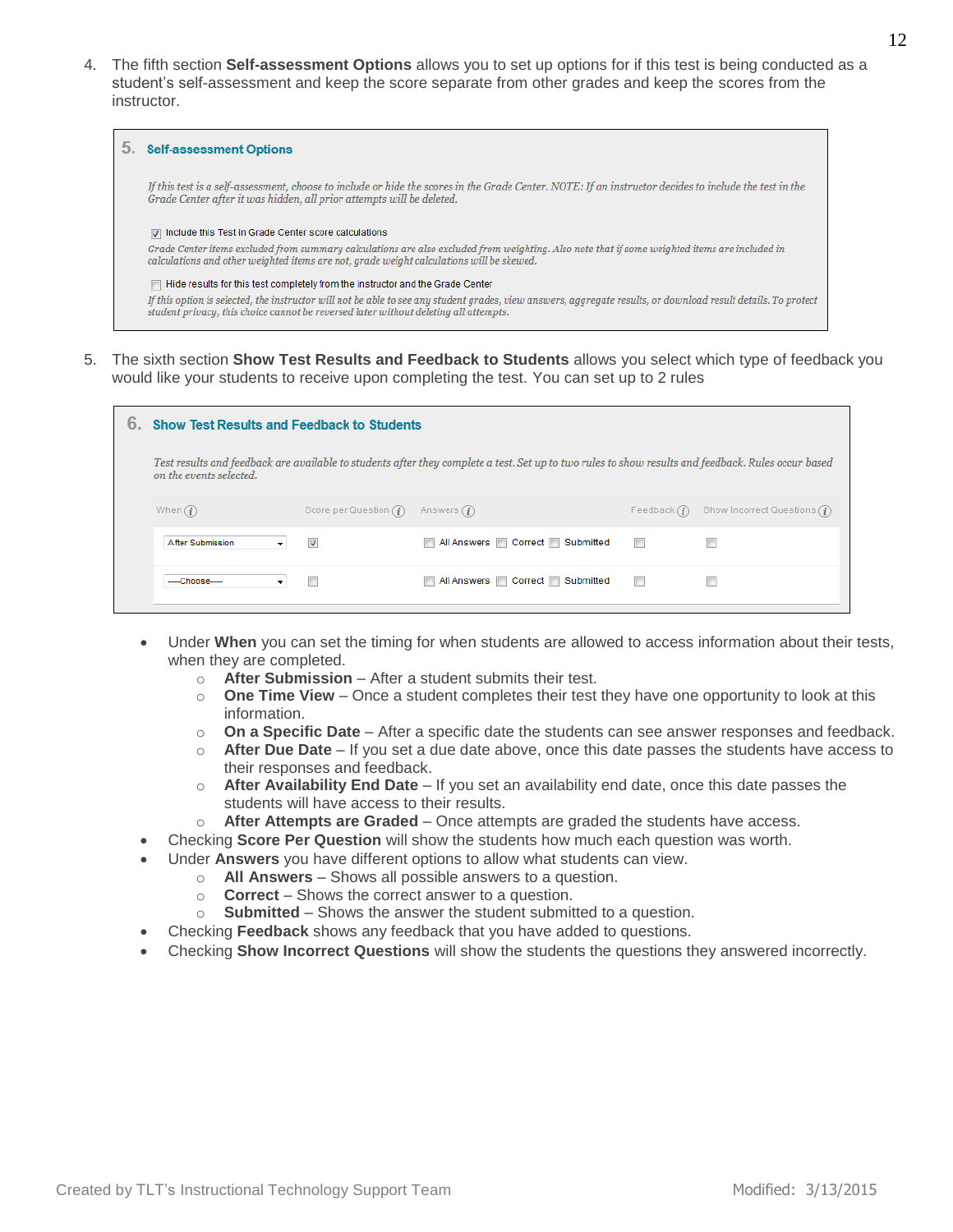4. The fifth section **Self-assessment Options** allows you to set up options for if this test is being conducted as a student's self-assessment and keep the score separate from other grades and keep the scores from the instructor.

> **5. Self-assessment Options**
>
> *If this test is a self-assessment, choose to include or hide the scores in the Grade Center. NOTE: If an instructor decides to include the test in the Grade Center after it was hidden, all prior attempts will be deleted.*
>
> ☑ Include this Test in Grade Center score calculations
>
> *Grade Center items excluded from summary calculations are also excluded from weighting. Also note that if some weighted items are included in calculations and other weighted items are not, grade weight calculations will be skewed.*
>
> ☐ Hide results for this test completely from the instructor and the Grade Center
>
> *If this option is selected, the instructor will not be able to see any student grades, view answers, aggregate results, or download result details. To protect student privacy, this choice cannot be reversed later without deleting all attempts.*

5. The sixth section **Show Test Results and Feedback to Students** allows you select which type of feedback you would like your students to receive upon completing the test. You can set up to 2 rules

> **6. Show Test Results and Feedback to Students**
>
> *Test results and feedback are available to students after they complete a test. Set up to two rules to show results and feedback. Rules occur based on the events selected.*

| When | Score per Question | Answers | Feedback | Show Incorrect Questions |
|---|---|---|---|---|
| After Submission | ☑ | ☐ All Answers ☐ Correct ☐ Submitted | ☐ | ☐ |
| ----Choose---- | ☐ | ☐ All Answers ☐ Correct ☐ Submitted | ☐ | ☐ |

- Under **When** you can set the timing for when students are allowed to access information about their tests, when they are completed.
  - **After Submission** – After a student submits their test.
  - **One Time View** – Once a student completes their test they have one opportunity to look at this information.
  - **On a Specific Date** – After a specific date the students can see answer responses and feedback.
  - **After Due Date** – If you set a due date above, once this date passes the students have access to their responses and feedback.
  - **After Availability End Date** – If you set an availability end date, once this date passes the students will have access to their results.
  - **After Attempts are Graded** – Once attempts are graded the students have access.
- Checking **Score Per Question** will show the students how much each question was worth.
- Under **Answers** you have different options to allow what students can view.
  - **All Answers** – Shows all possible answers to a question.
  - **Correct** – Shows the correct answer to a question.
  - **Submitted** – Shows the answer the student submitted to a question.
- Checking **Feedback** shows any feedback that you have added to questions.
- Checking **Show Incorrect Questions** will show the students the questions they answered incorrectly.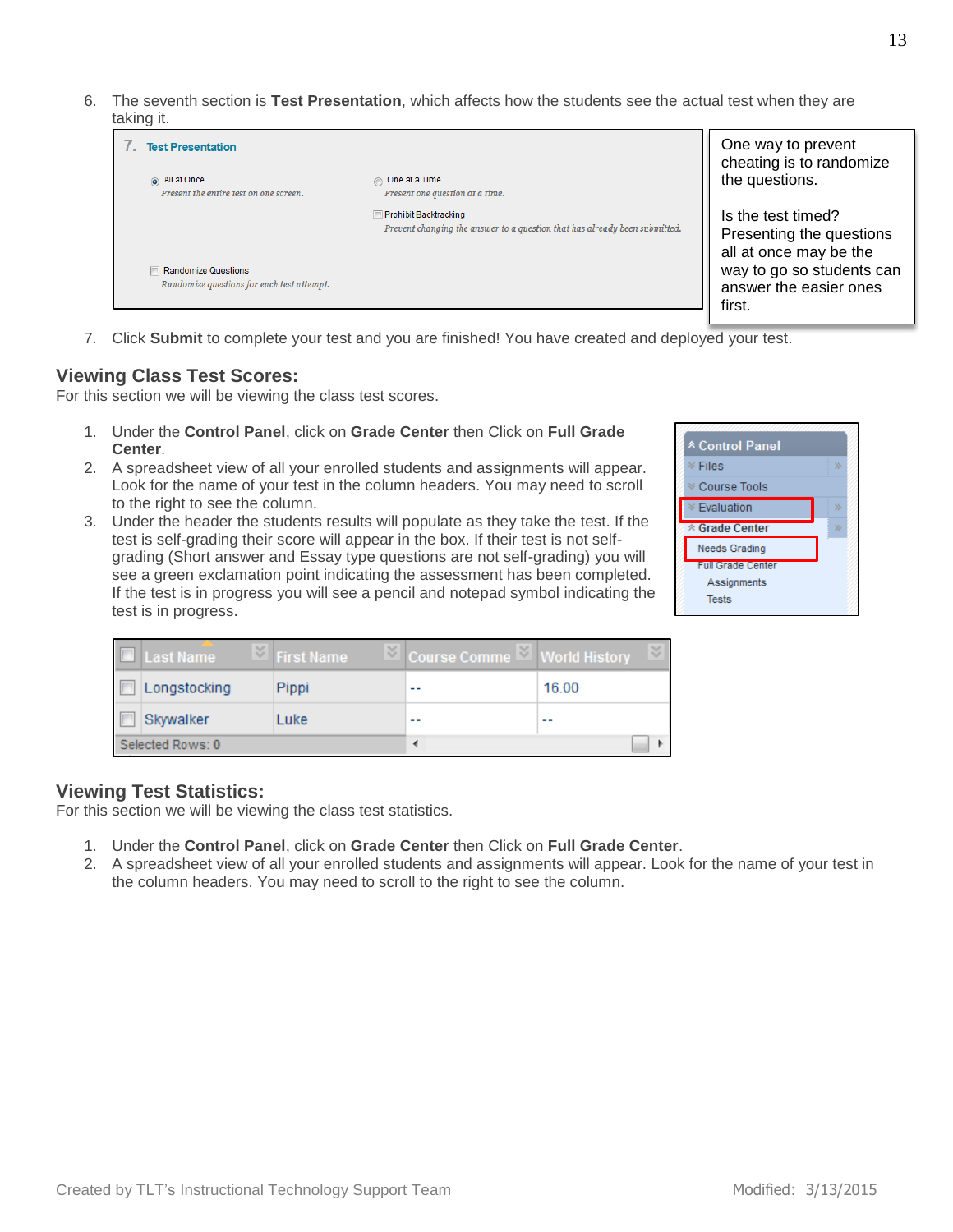6. The seventh section is **Test Presentation**, which affects how the students see the actual test when they are taking it.

7. Test Presentation

- All at Once
  *Present the entire test on one screen.*
- One at a Time
  *Present one question at a time.*
- Prohibit Backtracking
  *Prevent changing the answer to a question that has already been submitted.*
- Randomize Questions
  *Randomize questions for each test attempt.*

One way to prevent cheating is to randomize the questions.

Is the test timed? Presenting the questions all at once may be the way to go so students can answer the easier ones first.

7. Click **Submit** to complete your test and you are finished! You have created and deployed your test.

## Viewing Class Test Scores:

For this section we will be viewing the class test scores.

1. Under the **Control Panel**, click on **Grade Center** then Click on **Full Grade Center**.
2. A spreadsheet view of all your enrolled students and assignments will appear. Look for the name of your test in the column headers. You may need to scroll to the right to see the column.
3. Under the header the students results will populate as they take the test. If the test is self-grading their score will appear in the box. If their test is not self-grading (Short answer and Essay type questions are not self-grading) you will see a green exclamation point indicating the assessment has been completed. If the test is in progress you will see a pencil and notepad symbol indicating the test is in progress.

Control Panel
- Files
- Course Tools
- Evaluation
- Grade Center
  - Needs Grading
  - Full Grade Center
  - Assignments
  - Tests

| Last Name | First Name | Course Comme | World History |
|---|---|---|---|
| Longstocking | Pippi | -- | 16.00 |
| Skywalker | Luke | -- | -- |

Selected Rows: 0

## Viewing Test Statistics:

For this section we will be viewing the class test statistics.

1. Under the **Control Panel**, click on **Grade Center** then Click on **Full Grade Center**.
2. A spreadsheet view of all your enrolled students and assignments will appear. Look for the name of your test in the column headers. You may need to scroll to the right to see the column.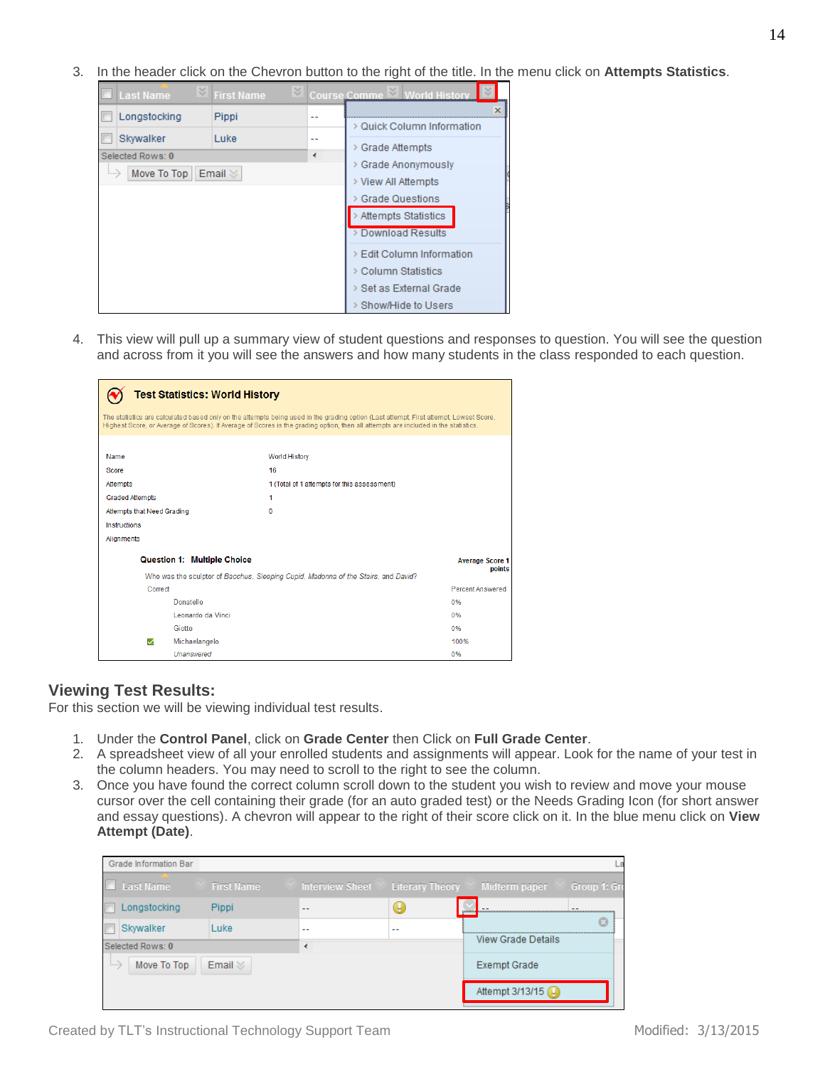3. In the header click on the Chevron button to the right of the title. In the menu click on **Attempts Statistics**.

4. This view will pull up a summary view of student questions and responses to question. You will see the question and across from it you will see the answers and how many students in the class responded to each question.

## Viewing Test Results:

For this section we will be viewing individual test results.

1. Under the **Control Panel**, click on **Grade Center** then Click on **Full Grade Center**.
2. A spreadsheet view of all your enrolled students and assignments will appear. Look for the name of your test in the column headers. You may need to scroll to the right to see the column.
3. Once you have found the correct column scroll down to the student you wish to review and move your mouse cursor over the cell containing their grade (for an auto graded test) or the Needs Grading Icon (for short answer and essay questions). A chevron will appear to the right of their score click on it. In the blue menu click on **View Attempt (Date)**.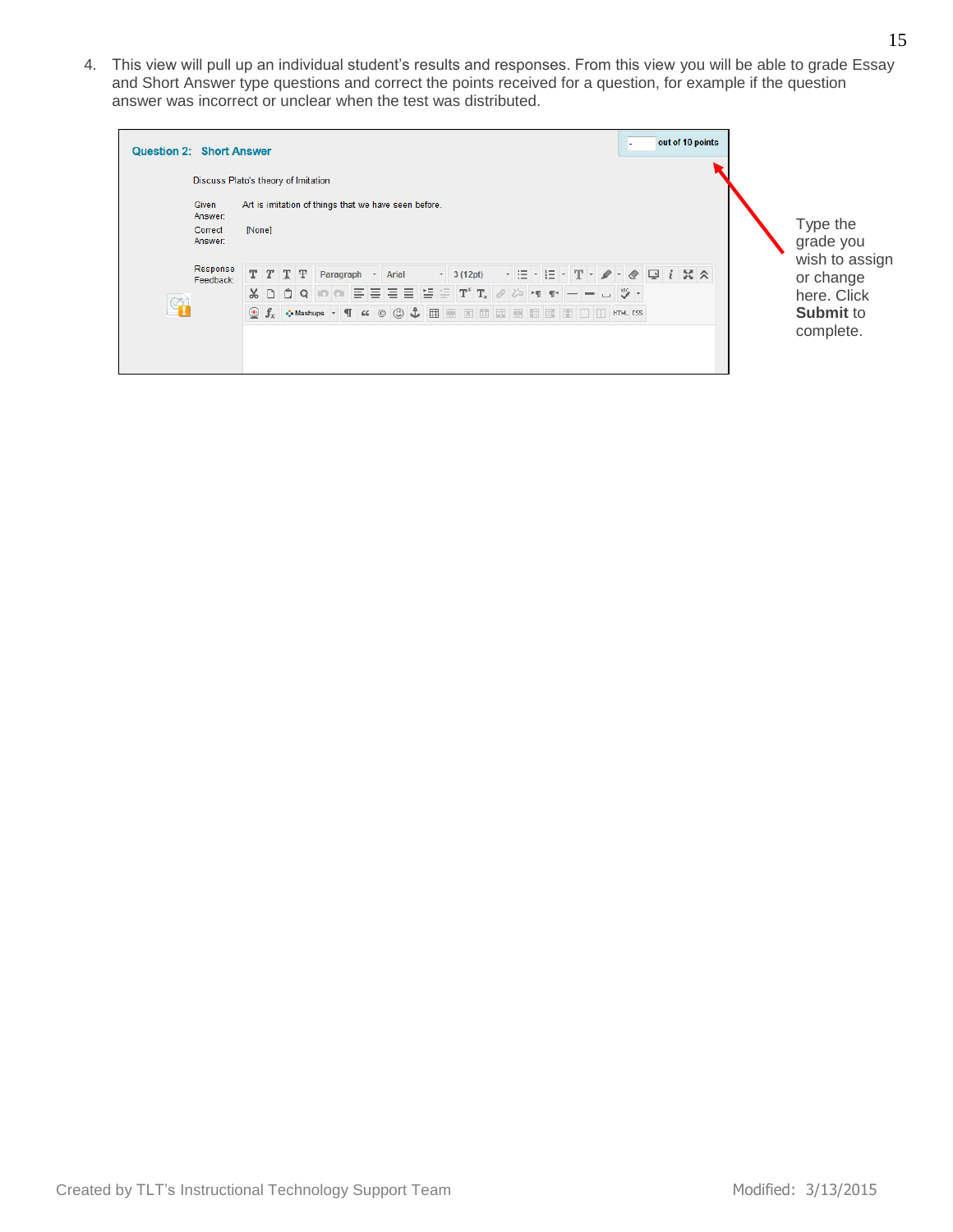4. This view will pull up an individual student's results and responses. From this view you will be able to grade Essay and Short Answer type questions and correct the points received for a question, for example if the question answer was incorrect or unclear when the test was distributed.

Type the grade you wish to assign or change here. Click **Submit** to complete.